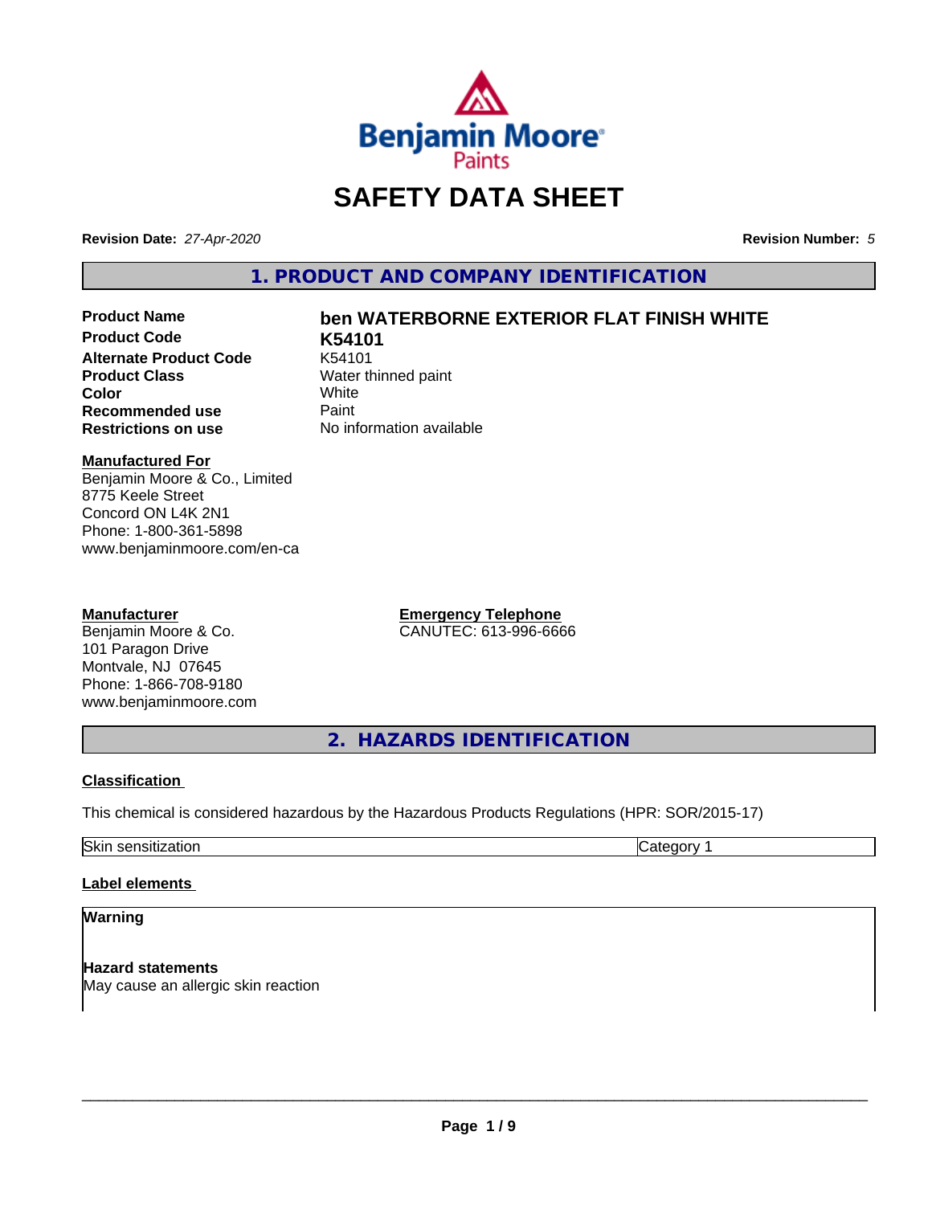# SAFETY DATA SHEET

**Revision Date:** *27-Apr-2020* **Revision Number:** *5*

## 1. PRODUCT AND COMPANY IDENTIFICATION

| | |
|---|---|
| **Product Name** | **ben WATERBORNE EXTERIOR FLAT FINISH WHITE** |
| **Product Code** | **K54101** |
| **Alternate Product Code** | K54101 |
| **Product Class** | Water thinned paint |
| **Color** | White |
| **Recommended use** | Paint |
| **Restrictions on use** | No information available |

**Manufactured For**
Benjamin Moore & Co., Limited
8775 Keele Street
Concord ON L4K 2N1
Phone: 1-800-361-5898
www.benjaminmoore.com/en-ca

**Manufacturer**
Benjamin Moore & Co.
101 Paragon Drive
Montvale, NJ 07645
Phone: 1-866-708-9180
www.benjaminmoore.com

**Emergency Telephone**
CANUTEC: 613-996-6666

## 2. HAZARDS IDENTIFICATION

**Classification**

This chemical is considered hazardous by the Hazardous Products Regulations (HPR: SOR/2015-17)

| | |
|---|---|
| Skin sensitization | Category 1 |

**Label elements**

**Warning**

**Hazard statements**
May cause an allergic skin reaction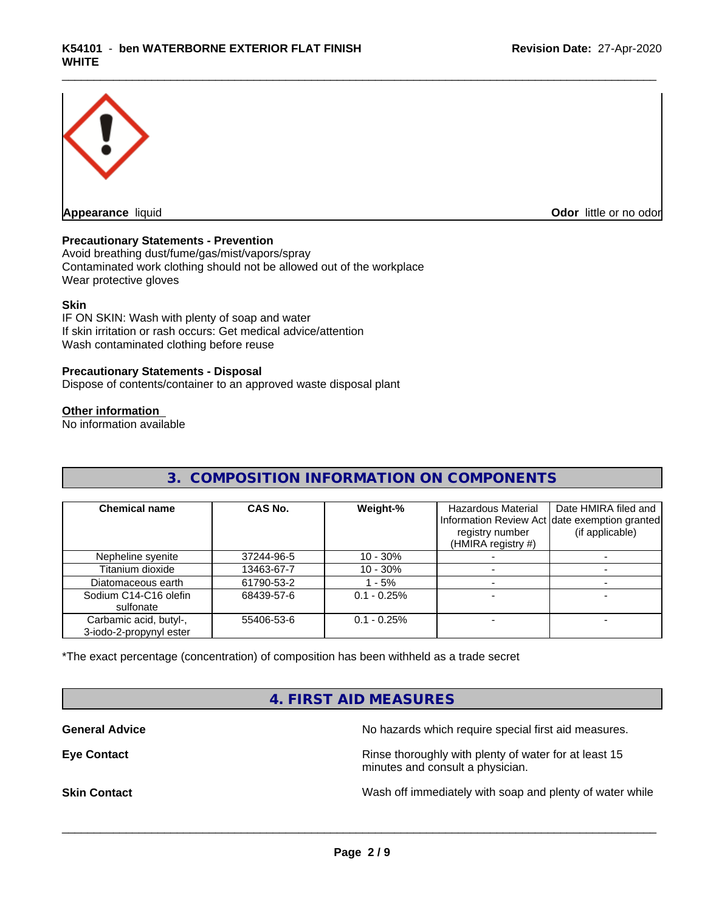**Appearance** liquid

**Odor** little or no odor

**Precautionary Statements - Prevention**

Avoid breathing dust/fume/gas/mist/vapors/spray
Contaminated work clothing should not be allowed out of the workplace
Wear protective gloves

**Skin**

IF ON SKIN: Wash with plenty of soap and water
If skin irritation or rash occurs: Get medical advice/attention
Wash contaminated clothing before reuse

**Precautionary Statements - Disposal**

Dispose of contents/container to an approved waste disposal plant

**Other information**

No information available

## 3. COMPOSITION INFORMATION ON COMPONENTS

| Chemical name | CAS No. | Weight-% | Hazardous Material Information Review Act registry number (HMIRA registry #) | Date HMIRA filed and date exemption granted (if applicable) |
|---|---|---|---|---|
| Nepheline syenite | 37244-96-5 | 10 - 30% | - | - |
| Titanium dioxide | 13463-67-7 | 10 - 30% | - | - |
| Diatomaceous earth | 61790-53-2 | 1 - 5% | - | - |
| Sodium C14-C16 olefin sulfonate | 68439-57-6 | 0.1 - 0.25% | - | - |
| Carbamic acid, butyl-, 3-iodo-2-propynyl ester | 55406-53-6 | 0.1 - 0.25% | - | - |

*The exact percentage (concentration) of composition has been withheld as a trade secret

## 4. FIRST AID MEASURES

**General Advice** No hazards which require special first aid measures.

**Eye Contact** Rinse thoroughly with plenty of water for at least 15 minutes and consult a physician.

**Skin Contact** Wash off immediately with soap and plenty of water while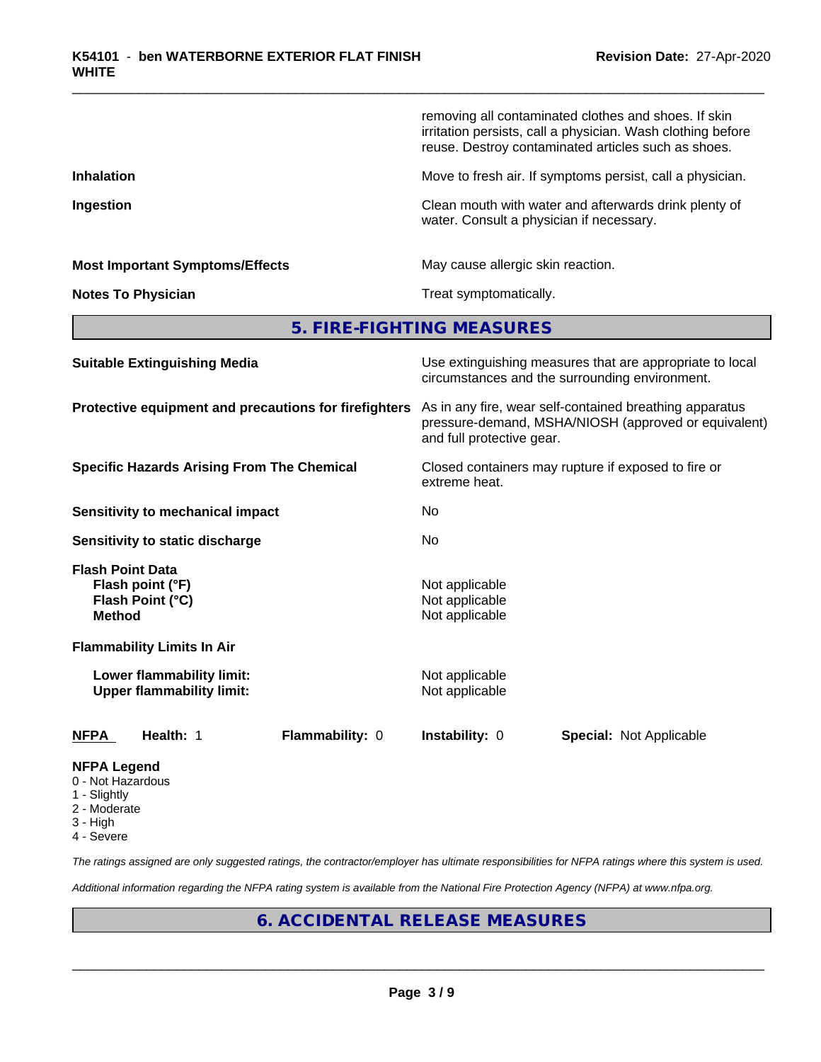| | |
|---|---|
| | removing all contaminated clothes and shoes. If skin irritation persists, call a physician. Wash clothing before reuse. Destroy contaminated articles such as shoes. |
| **Inhalation** | Move to fresh air. If symptoms persist, call a physician. |
| **Ingestion** | Clean mouth with water and afterwards drink plenty of water. Consult a physician if necessary. |
| **Most Important Symptoms/Effects** | May cause allergic skin reaction. |
| **Notes To Physician** | Treat symptomatically. |

## 5. FIRE-FIGHTING MEASURES

| | |
|---|---|
| **Suitable Extinguishing Media** | Use extinguishing measures that are appropriate to local circumstances and the surrounding environment. |
| **Protective equipment and precautions for firefighters** | As in any fire, wear self-contained breathing apparatus pressure-demand, MSHA/NIOSH (approved or equivalent) and full protective gear. |
| **Specific Hazards Arising From The Chemical** | Closed containers may rupture if exposed to fire or extreme heat. |
| **Sensitivity to mechanical impact** | No |
| **Sensitivity to static discharge** | No |

**Flash Point Data**

| | |
|---|---|
| **Flash point (°F)** | Not applicable |
| **Flash Point (°C)** | Not applicable |
| **Method** | Not applicable |

**Flammability Limits In Air**

| | |
|---|---|
| **Lower flammability limit:** | Not applicable |
| **Upper flammability limit:** | Not applicable |

| **NFPA** | **Health:** 1 | **Flammability:** 0 | **Instability:** 0 | **Special:** Not Applicable |
|---|---|---|---|---|

**NFPA Legend**
- 0 - Not Hazardous
- 1 - Slightly
- 2 - Moderate
- 3 - High
- 4 - Severe

*The ratings assigned are only suggested ratings, the contractor/employer has ultimate responsibilities for NFPA ratings where this system is used.*

*Additional information regarding the NFPA rating system is available from the National Fire Protection Agency (NFPA) at www.nfpa.org.*

## 6. ACCIDENTAL RELEASE MEASURES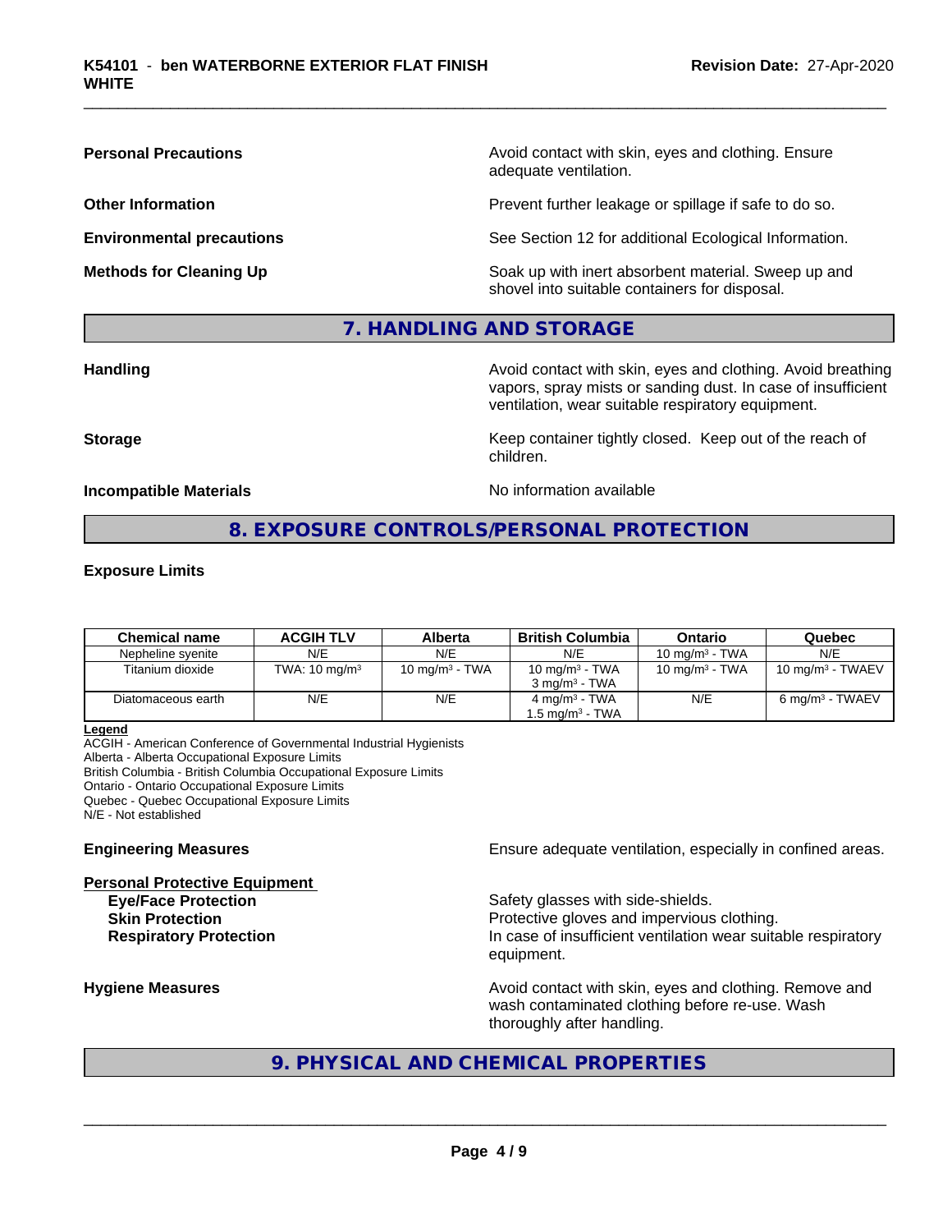**Personal Precautions** Avoid contact with skin, eyes and clothing. Ensure adequate ventilation.

**Other Information** Prevent further leakage or spillage if safe to do so.

**Environmental precautions** See Section 12 for additional Ecological Information.

**Methods for Cleaning Up** Soak up with inert absorbent material. Sweep up and shovel into suitable containers for disposal.

## 7. HANDLING AND STORAGE

**Handling** Avoid contact with skin, eyes and clothing. Avoid breathing vapors, spray mists or sanding dust. In case of insufficient ventilation, wear suitable respiratory equipment.

**Storage** Keep container tightly closed. Keep out of the reach of children.

**Incompatible Materials** No information available

## 8. EXPOSURE CONTROLS/PERSONAL PROTECTION

**Exposure Limits**

| Chemical name | ACGIH TLV | Alberta | British Columbia | Ontario | Quebec |
|---|---|---|---|---|---|
| Nepheline syenite | N/E | N/E | N/E | 10 mg/m³ - TWA | N/E |
| Titanium dioxide | TWA: 10 mg/m³ | 10 mg/m³ - TWA | 10 mg/m³ - TWA<br>3 mg/m³ - TWA | 10 mg/m³ - TWA | 10 mg/m³ - TWAEV |
| Diatomaceous earth | N/E | N/E | 4 mg/m³ - TWA<br>1.5 mg/m³ - TWA | N/E | 6 mg/m³ - TWAEV |

**Legend**
ACGIH - American Conference of Governmental Industrial Hygienists
Alberta - Alberta Occupational Exposure Limits
British Columbia - British Columbia Occupational Exposure Limits
Ontario - Ontario Occupational Exposure Limits
Quebec - Quebec Occupational Exposure Limits
N/E - Not established

**Engineering Measures** Ensure adequate ventilation, especially in confined areas.

**Personal Protective Equipment**
**Eye/Face Protection** Safety glasses with side-shields.
**Skin Protection** Protective gloves and impervious clothing.
**Respiratory Protection** In case of insufficient ventilation wear suitable respiratory equipment.

**Hygiene Measures** Avoid contact with skin, eyes and clothing. Remove and wash contaminated clothing before re-use. Wash thoroughly after handling.

## 9. PHYSICAL AND CHEMICAL PROPERTIES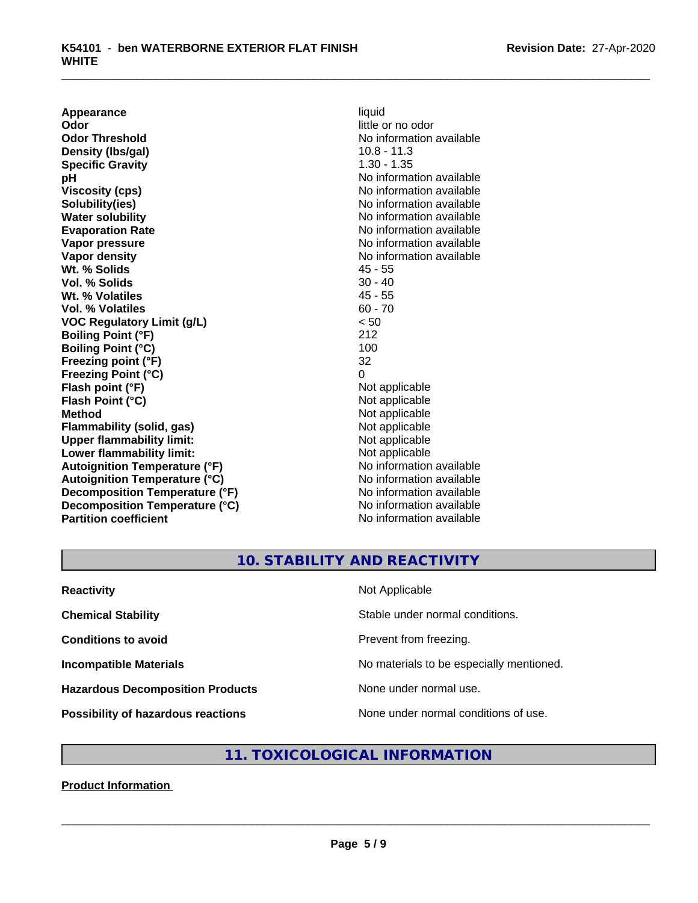| | |
|---|---|
| **Appearance** | liquid |
| **Odor** | little or no odor |
| **Odor Threshold** | No information available |
| **Density (lbs/gal)** | 10.8 - 11.3 |
| **Specific Gravity** | 1.30 - 1.35 |
| **pH** | No information available |
| **Viscosity (cps)** | No information available |
| **Solubility(ies)** | No information available |
| **Water solubility** | No information available |
| **Evaporation Rate** | No information available |
| **Vapor pressure** | No information available |
| **Vapor density** | No information available |
| **Wt. % Solids** | 45 - 55 |
| **Vol. % Solids** | 30 - 40 |
| **Wt. % Volatiles** | 45 - 55 |
| **Vol. % Volatiles** | 60 - 70 |
| **VOC Regulatory Limit (g/L)** | < 50 |
| **Boiling Point (°F)** | 212 |
| **Boiling Point (°C)** | 100 |
| **Freezing point (°F)** | 32 |
| **Freezing Point (°C)** | 0 |
| **Flash point (°F)** | Not applicable |
| **Flash Point (°C)** | Not applicable |
| **Method** | Not applicable |
| **Flammability (solid, gas)** | Not applicable |
| **Upper flammability limit:** | Not applicable |
| **Lower flammability limit:** | Not applicable |
| **Autoignition Temperature (°F)** | No information available |
| **Autoignition Temperature (°C)** | No information available |
| **Decomposition Temperature (°F)** | No information available |
| **Decomposition Temperature (°C)** | No information available |
| **Partition coefficient** | No information available |

## 10. STABILITY AND REACTIVITY

| | |
|---|---|
| **Reactivity** | Not Applicable |
| **Chemical Stability** | Stable under normal conditions. |
| **Conditions to avoid** | Prevent from freezing. |
| **Incompatible Materials** | No materials to be especially mentioned. |
| **Hazardous Decomposition Products** | None under normal use. |
| **Possibility of hazardous reactions** | None under normal conditions of use. |

## 11. TOXICOLOGICAL INFORMATION

**Product Information**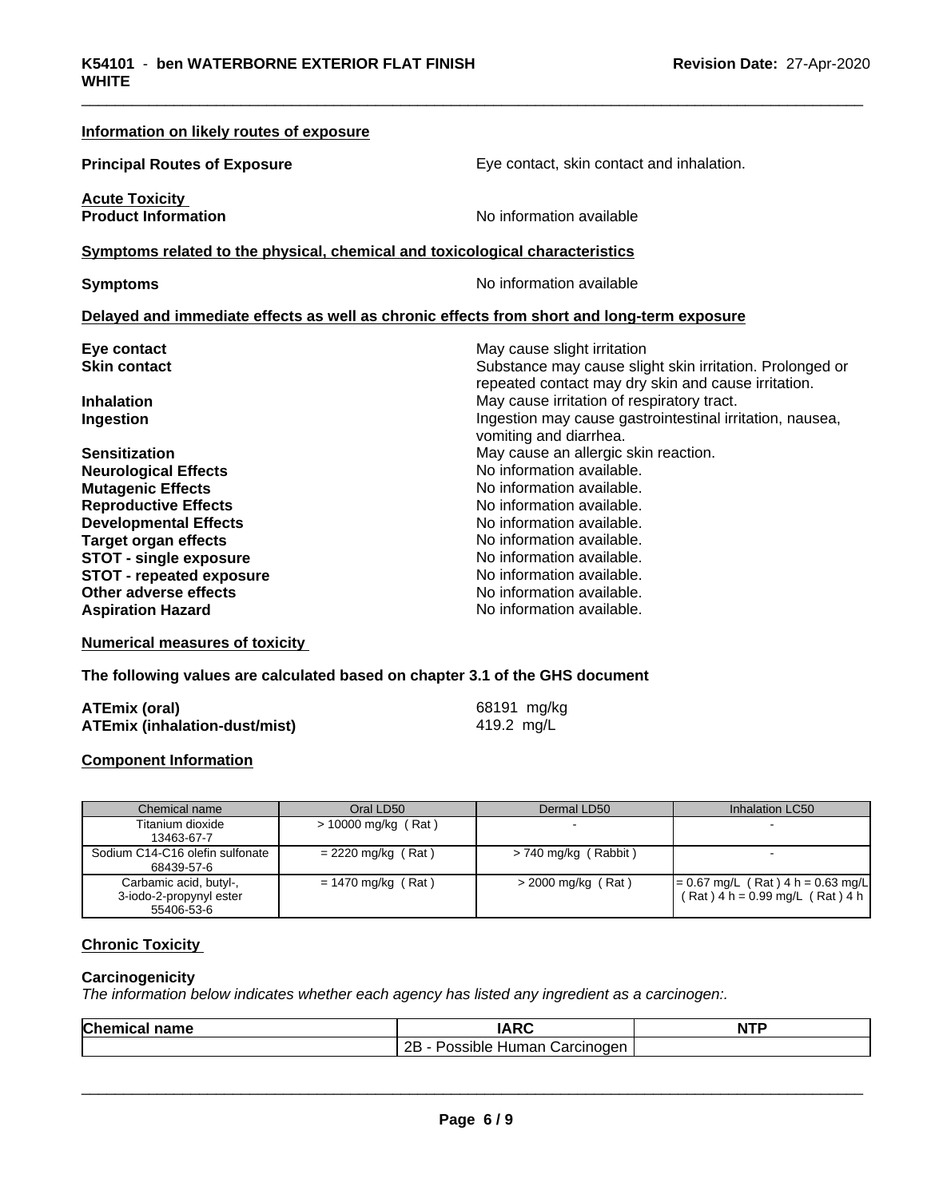### Information on likely routes of exposure

**Principal Routes of Exposure** Eye contact, skin contact and inhalation.

**Acute Toxicity**

**Product Information** No information available

### Symptoms related to the physical, chemical and toxicological characteristics

**Symptoms** No information available

### Delayed and immediate effects as well as chronic effects from short and long-term exposure

| | |
|---|---|
| **Eye contact** | May cause slight irritation |
| **Skin contact** | Substance may cause slight skin irritation. Prolonged or repeated contact may dry skin and cause irritation. |
| **Inhalation** | May cause irritation of respiratory tract. |
| **Ingestion** | Ingestion may cause gastrointestinal irritation, nausea, vomiting and diarrhea. |
| **Sensitization** | May cause an allergic skin reaction. |
| **Neurological Effects** | No information available. |
| **Mutagenic Effects** | No information available. |
| **Reproductive Effects** | No information available. |
| **Developmental Effects** | No information available. |
| **Target organ effects** | No information available. |
| **STOT - single exposure** | No information available. |
| **STOT - repeated exposure** | No information available. |
| **Other adverse effects** | No information available. |
| **Aspiration Hazard** | No information available. |

### Numerical measures of toxicity

**The following values are calculated based on chapter 3.1 of the GHS document**

**ATEmix (oral)** 68191 mg/kg
**ATEmix (inhalation-dust/mist)** 419.2 mg/L

### Component Information

| Chemical name | Oral LD50 | Dermal LD50 | Inhalation LC50 |
|---|---|---|---|
| Titanium dioxide 13463-67-7 | > 10000 mg/kg ( Rat ) | - | - |
| Sodium C14-C16 olefin sulfonate 68439-57-6 | = 2220 mg/kg ( Rat ) | > 740 mg/kg ( Rabbit ) | - |
| Carbamic acid, butyl-, 3-iodo-2-propynyl ester 55406-53-6 | = 1470 mg/kg ( Rat ) | > 2000 mg/kg ( Rat ) | = 0.67 mg/L ( Rat ) 4 h = 0.63 mg/L ( Rat ) 4 h = 0.99 mg/L ( Rat ) 4 h |

### Chronic Toxicity

**Carcinogenicity**

*The information below indicates whether each agency has listed any ingredient as a carcinogen:.*

| Chemical name | IARC | NTP |
|---|---|---|
| | 2B - Possible Human Carcinogen | |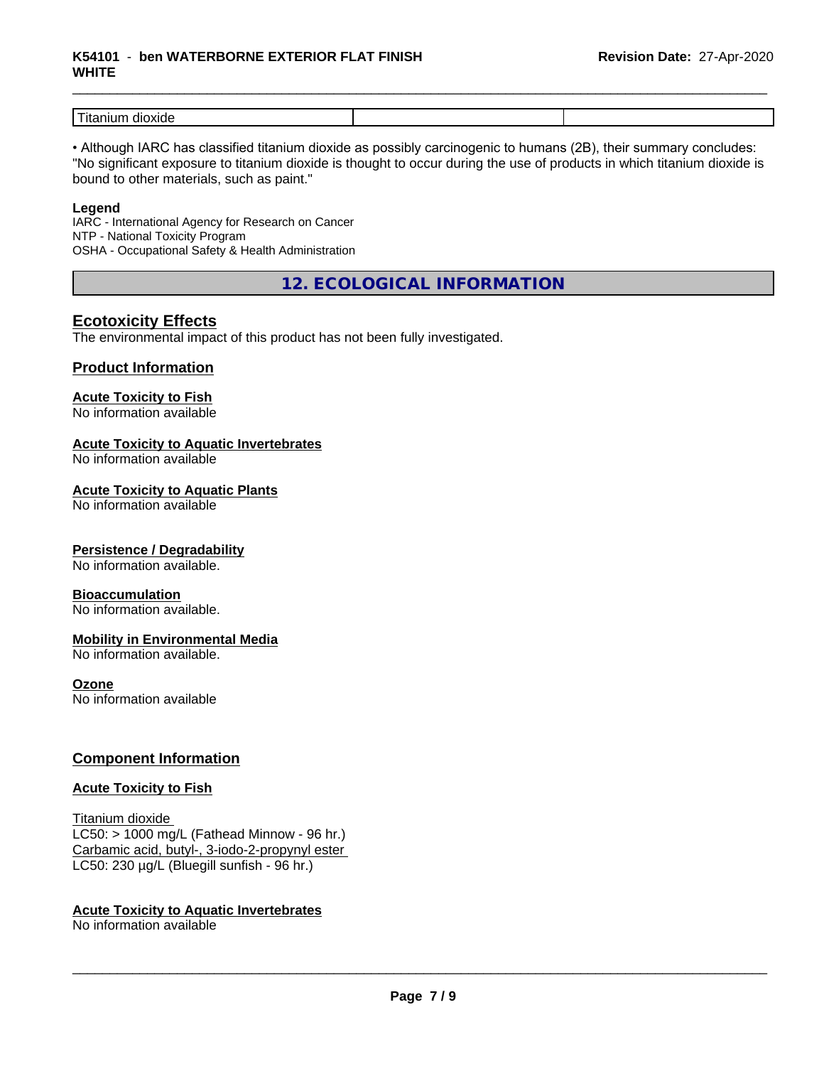| Titanium dioxide | | |
|---|---|---|

• Although IARC has classified titanium dioxide as possibly carcinogenic to humans (2B), their summary concludes: "No significant exposure to titanium dioxide is thought to occur during the use of products in which titanium dioxide is bound to other materials, such as paint."

**Legend**

IARC - International Agency for Research on Cancer
NTP - National Toxicity Program
OSHA - Occupational Safety & Health Administration

## 12. ECOLOGICAL INFORMATION

### Ecotoxicity Effects

The environmental impact of this product has not been fully investigated.

### Product Information

**Acute Toxicity to Fish**
No information available

**Acute Toxicity to Aquatic Invertebrates**
No information available

**Acute Toxicity to Aquatic Plants**
No information available

**Persistence / Degradability**
No information available.

**Bioaccumulation**
No information available.

**Mobility in Environmental Media**
No information available.

**Ozone**
No information available

### Component Information

**Acute Toxicity to Fish**

Titanium dioxide
LC50: > 1000 mg/L (Fathead Minnow - 96 hr.)
Carbamic acid, butyl-, 3-iodo-2-propynyl ester
LC50: 230 µg/L (Bluegill sunfish - 96 hr.)

**Acute Toxicity to Aquatic Invertebrates**
No information available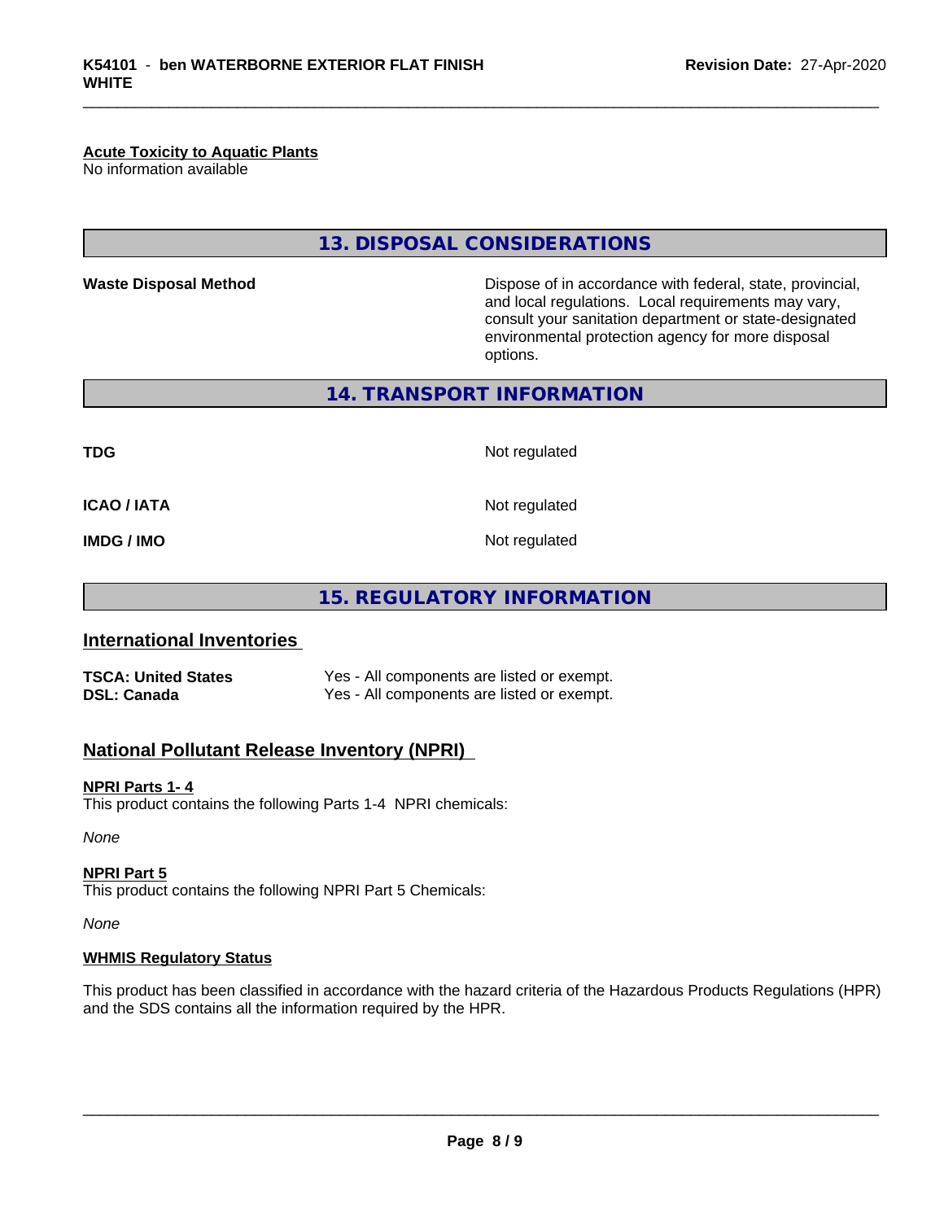**Acute Toxicity to Aquatic Plants**
No information available

## 13. DISPOSAL CONSIDERATIONS

| | |
|---|---|
| **Waste Disposal Method** | Dispose of in accordance with federal, state, provincial, and local regulations. Local requirements may vary, consult your sanitation department or state-designated environmental protection agency for more disposal options. |

## 14. TRANSPORT INFORMATION

| | |
|---|---|
| **TDG** | Not regulated |
| **ICAO / IATA** | Not regulated |
| **IMDG / IMO** | Not regulated |

## 15. REGULATORY INFORMATION

### International Inventories

| | |
|---|---|
| **TSCA: United States** | Yes - All components are listed or exempt. |
| **DSL: Canada** | Yes - All components are listed or exempt. |

### National Pollutant Release Inventory (NPRI)

**NPRI Parts 1- 4**
This product contains the following Parts 1-4 NPRI chemicals:

*None*

**NPRI Part 5**
This product contains the following NPRI Part 5 Chemicals:

*None*

**WHMIS Regulatory Status**

This product has been classified in accordance with the hazard criteria of the Hazardous Products Regulations (HPR) and the SDS contains all the information required by the HPR.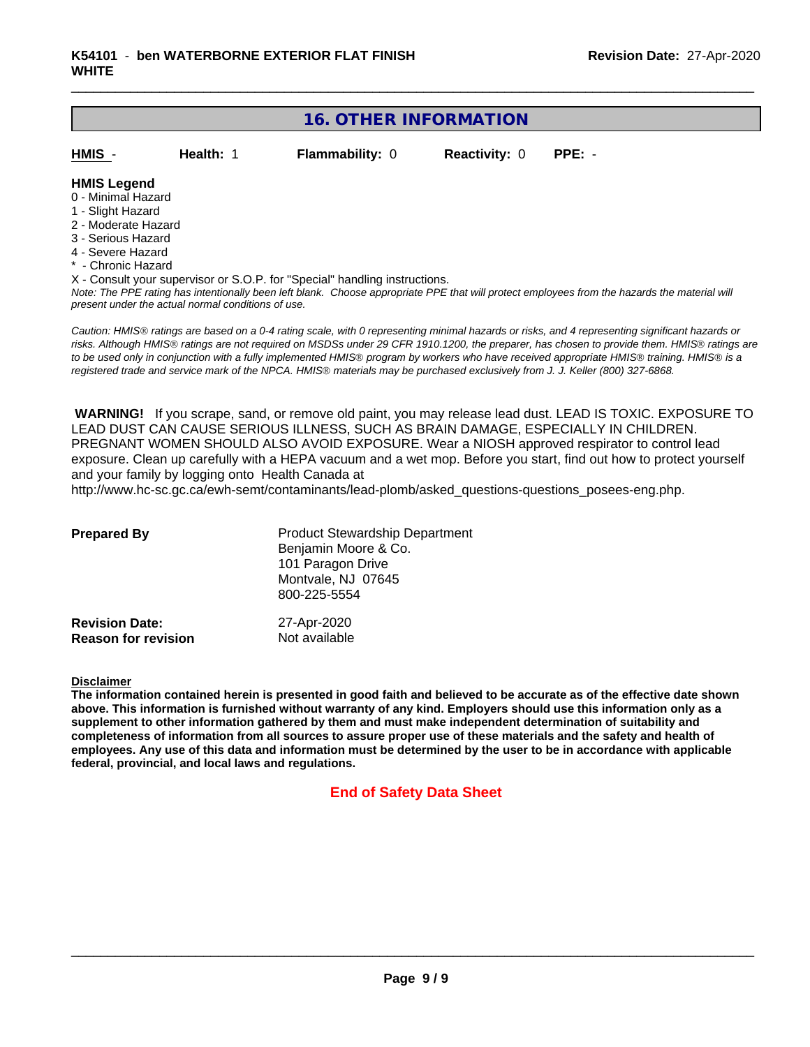## 16. OTHER INFORMATION

| | | | | |
|---|---|---|---|---|
| **HMIS** - | **Health:** 1 | **Flammability:** 0 | **Reactivity:** 0 | **PPE:** - |

**HMIS Legend**

0 - Minimal Hazard
1 - Slight Hazard
2 - Moderate Hazard
3 - Serious Hazard
4 - Severe Hazard
* - Chronic Hazard
X - Consult your supervisor or S.O.P. for "Special" handling instructions.

*Note: The PPE rating has intentionally been left blank. Choose appropriate PPE that will protect employees from the hazards the material will present under the actual normal conditions of use.*

*Caution: HMIS® ratings are based on a 0-4 rating scale, with 0 representing minimal hazards or risks, and 4 representing significant hazards or risks. Although HMIS® ratings are not required on MSDSs under 29 CFR 1910.1200, the preparer, has chosen to provide them. HMIS® ratings are to be used only in conjunction with a fully implemented HMIS® program by workers who have received appropriate HMIS® training. HMIS® is a registered trade and service mark of the NPCA. HMIS® materials may be purchased exclusively from J. J. Keller (800) 327-6868.*

**WARNING!** If you scrape, sand, or remove old paint, you may release lead dust. LEAD IS TOXIC. EXPOSURE TO LEAD DUST CAN CAUSE SERIOUS ILLNESS, SUCH AS BRAIN DAMAGE, ESPECIALLY IN CHILDREN. PREGNANT WOMEN SHOULD ALSO AVOID EXPOSURE. Wear a NIOSH approved respirator to control lead exposure. Clean up carefully with a HEPA vacuum and a wet mop. Before you start, find out how to protect yourself and your family by logging onto Health Canada at http://www.hc-sc.gc.ca/ewh-semt/contaminants/lead-plomb/asked_questions-questions_posees-eng.php.

| | |
|---|---|
| **Prepared By** | Product Stewardship Department<br>Benjamin Moore & Co.<br>101 Paragon Drive<br>Montvale, NJ 07645<br>800-225-5554 |
| **Revision Date:** | 27-Apr-2020 |
| **Reason for revision** | Not available |

**Disclaimer**

**The information contained herein is presented in good faith and believed to be accurate as of the effective date shown above. This information is furnished without warranty of any kind. Employers should use this information only as a supplement to other information gathered by them and must make independent determination of suitability and completeness of information from all sources to assure proper use of these materials and the safety and health of employees. Any use of this data and information must be determined by the user to be in accordance with applicable federal, provincial, and local laws and regulations.**

**End of Safety Data Sheet**